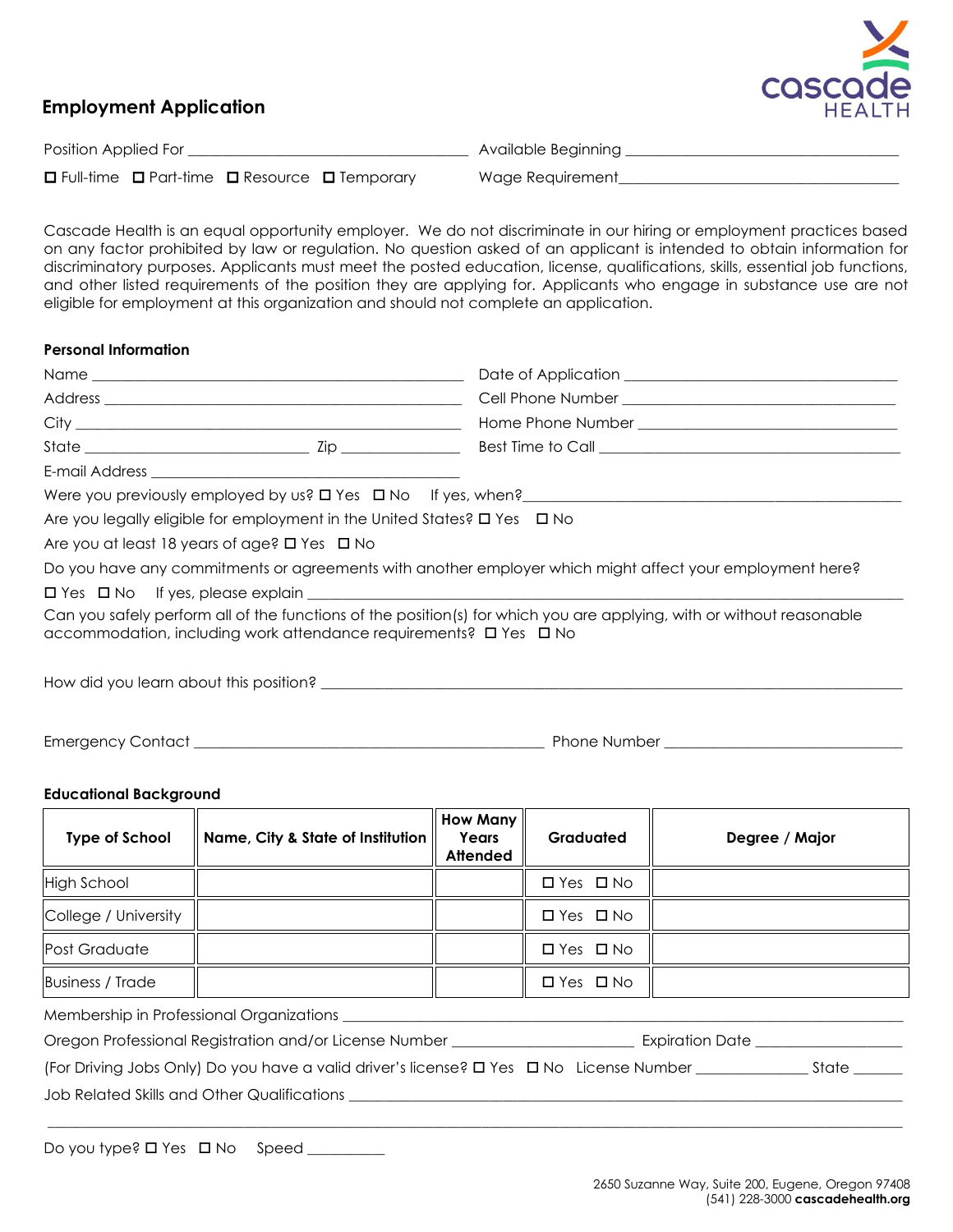# Employment Application

cascade HEALTH

Position Applied For ___________________________________ Available Beginning ___________________________________

☐ Full-time ☐ Part-time ☐ Resource ☐ Temporary Wage Requirement___________________________________

Cascade Health is an equal opportunity employer. We do not discriminate in our hiring or employment practices based on any factor prohibited by law or regulation. No question asked of an applicant is intended to obtain information for discriminatory purposes. Applicants must meet the posted education, license, qualifications, skills, essential job functions, and other listed requirements of the position they are applying for. Applicants who engage in substance use are not eligible for employment at this organization and should not complete an application.

### Personal Information

Name _______________________________________________ Date of Application ___________________________________

Address _____________________________________________ Cell Phone Number ___________________________________

City ________________________________________________ Home Phone Number ___________________________________

State ____________________________ Zip _______________ Best Time to Call ___________________________________

E-mail Address _________________________________________

Were you previously employed by us? ☐ Yes ☐ No If yes, when?_______________________________________________

Are you legally eligible for employment in the United States? ☐ Yes ☐ No

Are you at least 18 years of age? ☐ Yes ☐ No

Do you have any commitments or agreements with another employer which might affect your employment here?

☐ Yes ☐ No If yes, please explain ___________________________________________________________________________

Can you safely perform all of the functions of the position(s) for which you are applying, with or without reasonable accommodation, including work attendance requirements? ☐ Yes ☐ No

How did you learn about this position? ___________________________________________________________________________

Emergency Contact _____________________________________________ Phone Number _______________________________

### Educational Background

| Type of School | Name, City & State of Institution | How Many Years Attended | Graduated | Degree / Major |
|---|---|---|---|---|
| High School | | | ☐ Yes ☐ No | |
| College / University | | | ☐ Yes ☐ No | |
| Post Graduate | | | ☐ Yes ☐ No | |
| Business / Trade | | | ☐ Yes ☐ No | |

Membership in Professional Organizations ___________________________________________________________________________

Oregon Professional Registration and/or License Number _______________________ Expiration Date ___________________

(For Driving Jobs Only) Do you have a valid driver's license? ☐ Yes ☐ No License Number ______________ State ______

Job Related Skills and Other Qualifications ___________________________________________________________________________

_____________________________________________________________________________________________________

Do you type? ☐ Yes ☐ No Speed __________

2650 Suzanne Way, Suite 200, Eugene, Oregon 97408
(541) 228-3000 **cascadehealth.org**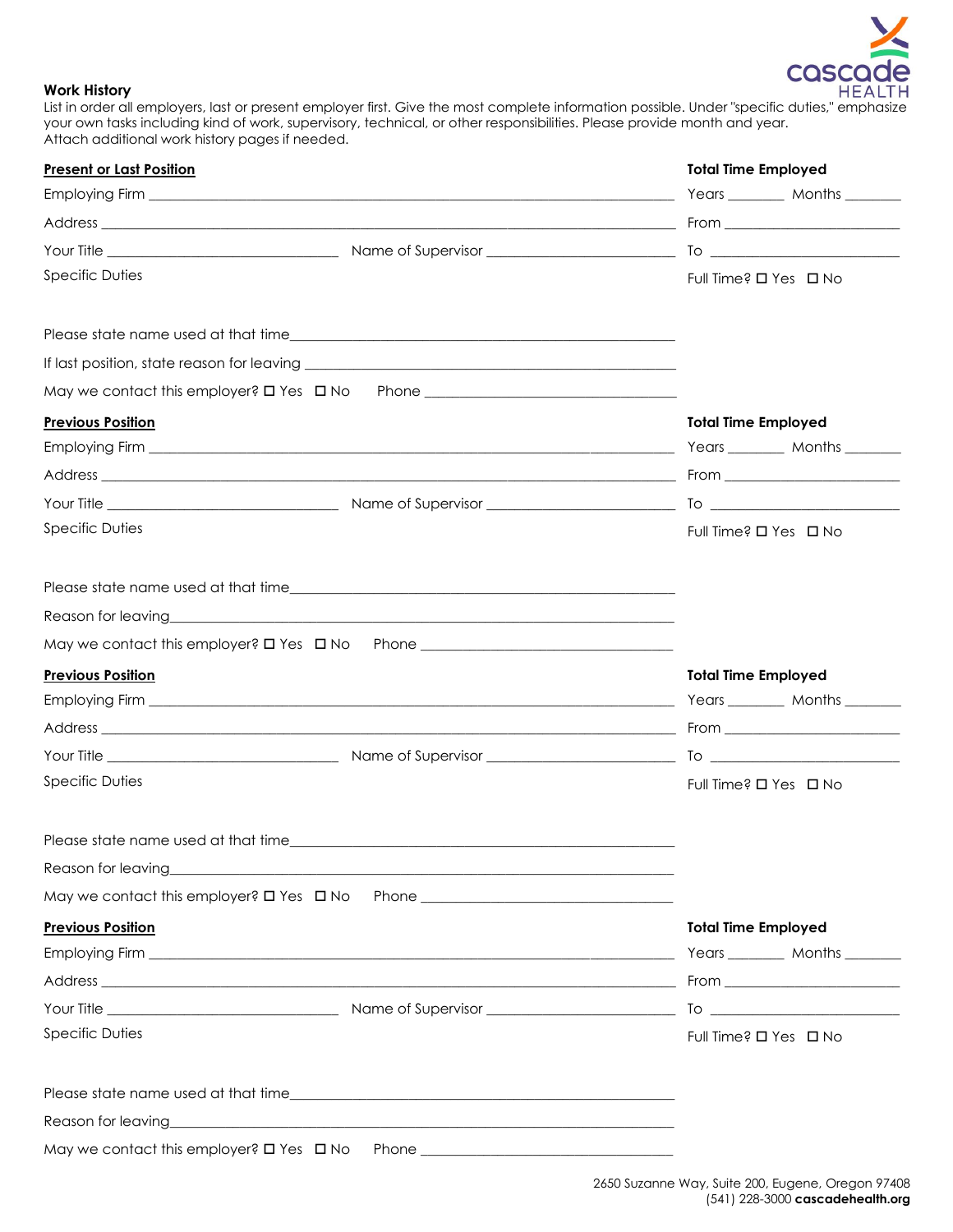## Work History

List in order all employers, last or present employer first. Give the most complete information possible. Under "specific duties," emphasize your own tasks including kind of work, supervisory, technical, or other responsibilities. Please provide month and year.
Attach additional work history pages if needed.

### Present or Last Position

**Total Time Employed**

Employing Firm ________________________________________ Years _______ Months _______

Address ________________________________________ From ______________________

Your Title ______________________ Name of Supervisor ______________________ To ______________________

Specific Duties

Full Time? ☐ Yes ☐ No

Please state name used at that time________________________________________

If last position, state reason for leaving ________________________________________

May we contact this employer? ☐ Yes ☐ No Phone ______________________

### Previous Position

**Total Time Employed**

Employing Firm ________________________________________ Years _______ Months _______

Address ________________________________________ From ______________________

Your Title ______________________ Name of Supervisor ______________________ To ______________________

Specific Duties

Full Time? ☐ Yes ☐ No

Please state name used at that time________________________________________

Reason for leaving________________________________________

May we contact this employer? ☐ Yes ☐ No Phone ______________________

### Previous Position

**Total Time Employed**

Employing Firm ________________________________________ Years _______ Months _______

Address ________________________________________ From ______________________

Your Title ______________________ Name of Supervisor ______________________ To ______________________

Specific Duties

Full Time? ☐ Yes ☐ No

Please state name used at that time________________________________________

Reason for leaving________________________________________

May we contact this employer? ☐ Yes ☐ No Phone ______________________

### Previous Position

**Total Time Employed**

Employing Firm ________________________________________ Years _______ Months _______

Address ________________________________________ From ______________________

Your Title ______________________ Name of Supervisor ______________________ To ______________________

Specific Duties

Full Time? ☐ Yes ☐ No

Please state name used at that time________________________________________

Reason for leaving________________________________________

May we contact this employer? ☐ Yes ☐ No Phone ______________________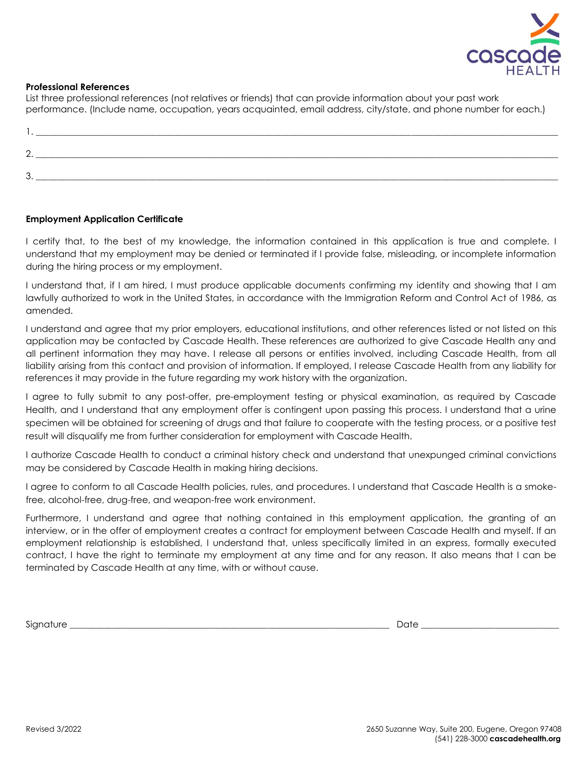**Professional References**

List three professional references (not relatives or friends) that can provide information about your past work performance. (Include name, occupation, years acquainted, email address, city/state, and phone number for each.)

1. ____________________________________________________________________________________________

2. ____________________________________________________________________________________________

3. ____________________________________________________________________________________________

**Employment Application Certificate**

I certify that, to the best of my knowledge, the information contained in this application is true and complete. I understand that my employment may be denied or terminated if I provide false, misleading, or incomplete information during the hiring process or my employment.

I understand that, if I am hired, I must produce applicable documents confirming my identity and showing that I am lawfully authorized to work in the United States, in accordance with the Immigration Reform and Control Act of 1986, as amended.

I understand and agree that my prior employers, educational institutions, and other references listed or not listed on this application may be contacted by Cascade Health. These references are authorized to give Cascade Health any and all pertinent information they may have. I release all persons or entities involved, including Cascade Health, from all liability arising from this contact and provision of information. If employed, I release Cascade Health from any liability for references it may provide in the future regarding my work history with the organization.

I agree to fully submit to any post-offer, pre-employment testing or physical examination, as required by Cascade Health, and I understand that any employment offer is contingent upon passing this process. I understand that a urine specimen will be obtained for screening of drugs and that failure to cooperate with the testing process, or a positive test result will disqualify me from further consideration for employment with Cascade Health.

I authorize Cascade Health to conduct a criminal history check and understand that unexpunged criminal convictions may be considered by Cascade Health in making hiring decisions.

I agree to conform to all Cascade Health policies, rules, and procedures. I understand that Cascade Health is a smoke-free, alcohol-free, drug-free, and weapon-free work environment.

Furthermore, I understand and agree that nothing contained in this employment application, the granting of an interview, or in the offer of employment creates a contract for employment between Cascade Health and myself. If an employment relationship is established, I understand that, unless specifically limited in an express, formally executed contract, I have the right to terminate my employment at any time and for any reason. It also means that I can be terminated by Cascade Health at any time, with or without cause.

Signature ______________________________________________________ Date __________________________

Revised 3/2022

2650 Suzanne Way, Suite 200, Eugene, Oregon 97408
(541) 228-3000 **cascadehealth.org**